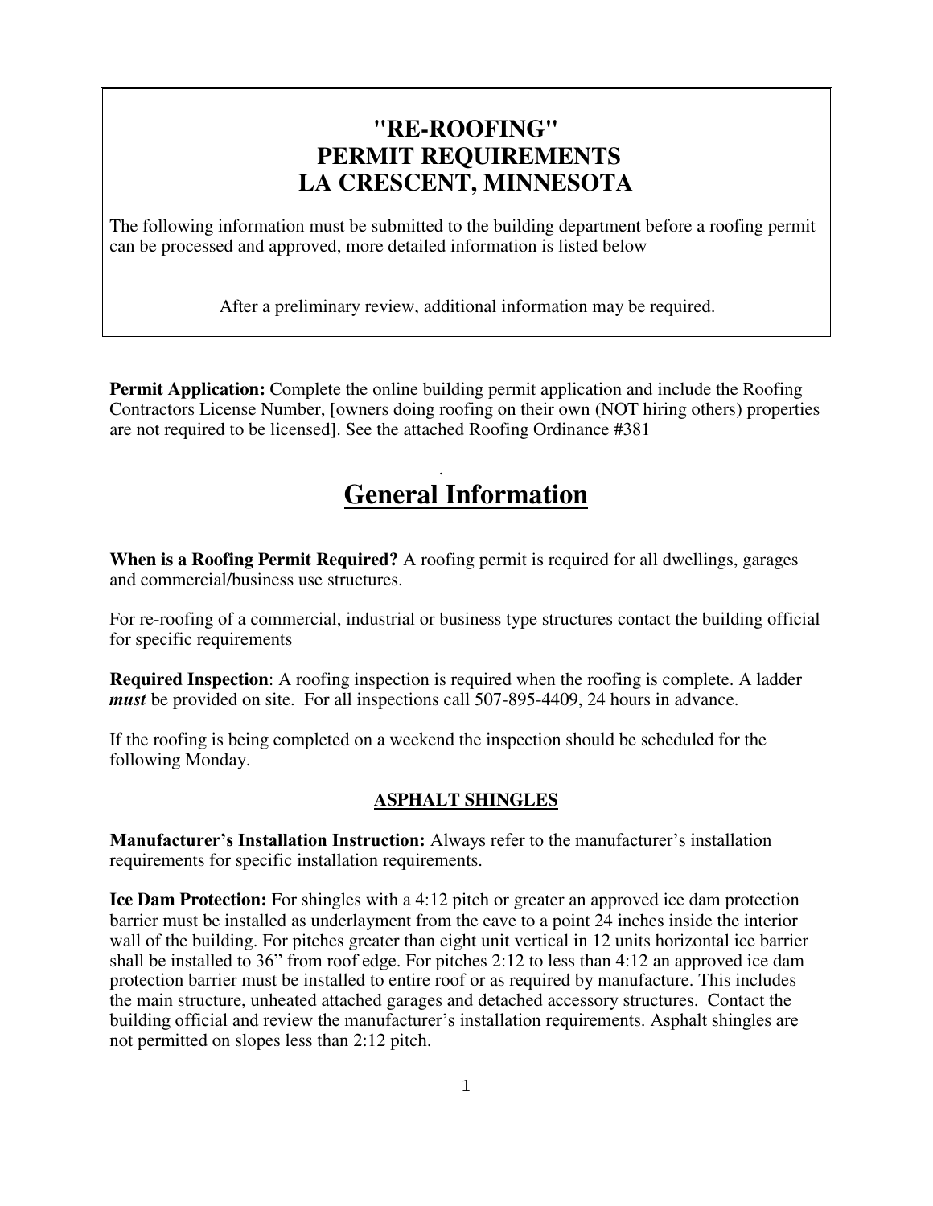# "RE-ROOFING" PERMIT REQUIREMENTS LA CRESCENT, MINNESOTA

The following information must be submitted to the building department before a roofing permit can be processed and approved, more detailed information is listed below

After a preliminary review, additional information may be required.

**Permit Application:** Complete the online building permit application and include the Roofing Contractors License Number, [owners doing roofing on their own (NOT hiring others) properties are not required to be licensed]. See the attached Roofing Ordinance #381

.

## General Information

**When is a Roofing Permit Required?** A roofing permit is required for all dwellings, garages and commercial/business use structures.

For re-roofing of a commercial, industrial or business type structures contact the building official for specific requirements

**Required Inspection**: A roofing inspection is required when the roofing is complete. A ladder ***must*** be provided on site. For all inspections call 507-895-4409, 24 hours in advance.

If the roofing is being completed on a weekend the inspection should be scheduled for the following Monday.

### ASPHALT SHINGLES

**Manufacturer's Installation Instruction:** Always refer to the manufacturer's installation requirements for specific installation requirements.

**Ice Dam Protection:** For shingles with a 4:12 pitch or greater an approved ice dam protection barrier must be installed as underlayment from the eave to a point 24 inches inside the interior wall of the building. For pitches greater than eight unit vertical in 12 units horizontal ice barrier shall be installed to 36" from roof edge. For pitches 2:12 to less than 4:12 an approved ice dam protection barrier must be installed to entire roof or as required by manufacture. This includes the main structure, unheated attached garages and detached accessory structures. Contact the building official and review the manufacturer's installation requirements. Asphalt shingles are not permitted on slopes less than 2:12 pitch.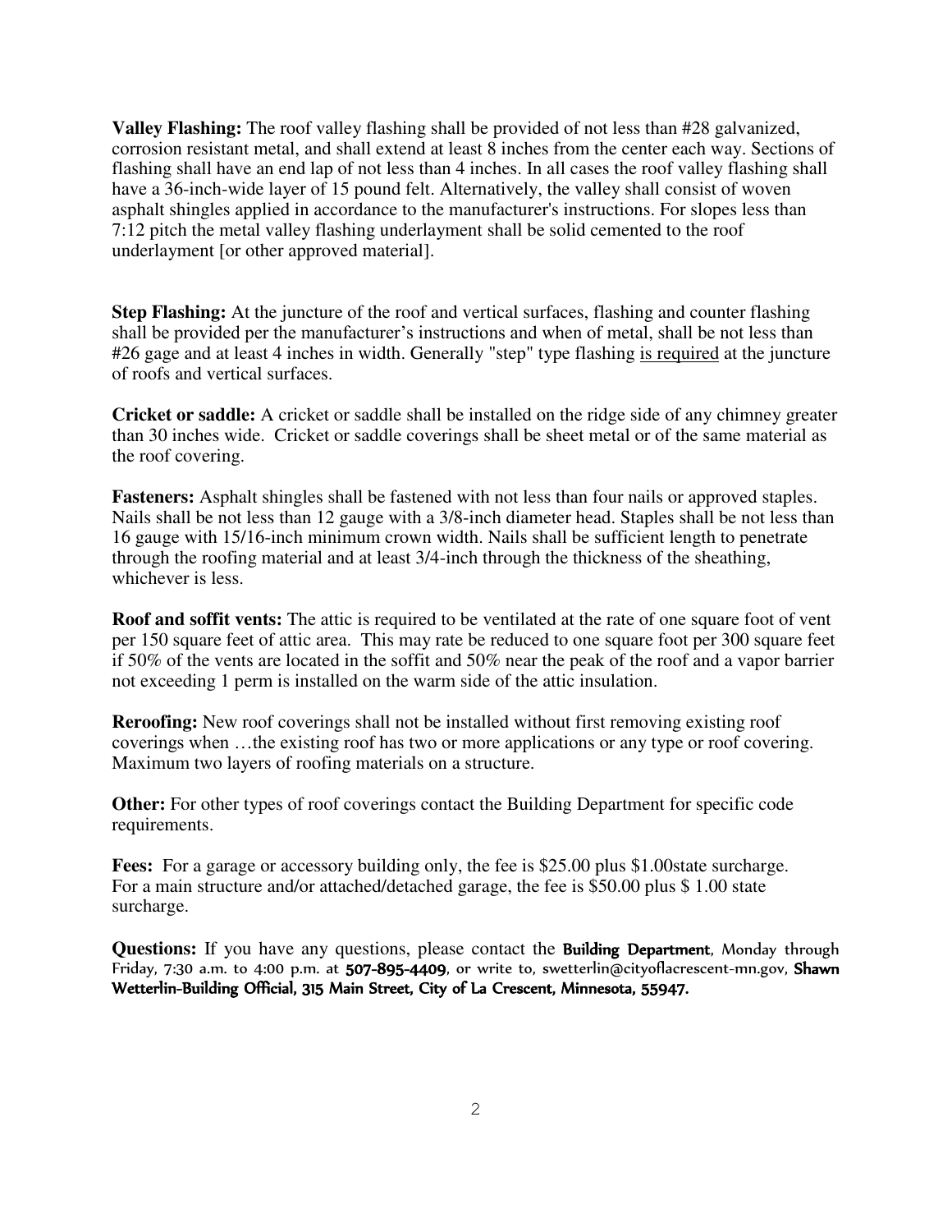**Valley Flashing:** The roof valley flashing shall be provided of not less than #28 galvanized, corrosion resistant metal, and shall extend at least 8 inches from the center each way. Sections of flashing shall have an end lap of not less than 4 inches. In all cases the roof valley flashing shall have a 36-inch-wide layer of 15 pound felt. Alternatively, the valley shall consist of woven asphalt shingles applied in accordance to the manufacturer's instructions. For slopes less than 7:12 pitch the metal valley flashing underlayment shall be solid cemented to the roof underlayment [or other approved material].

**Step Flashing:** At the juncture of the roof and vertical surfaces, flashing and counter flashing shall be provided per the manufacturer's instructions and when of metal, shall be not less than #26 gage and at least 4 inches in width. Generally "step" type flashing <u>is required</u> at the juncture of roofs and vertical surfaces.

**Cricket or saddle:** A cricket or saddle shall be installed on the ridge side of any chimney greater than 30 inches wide. Cricket or saddle coverings shall be sheet metal or of the same material as the roof covering.

**Fasteners:** Asphalt shingles shall be fastened with not less than four nails or approved staples. Nails shall be not less than 12 gauge with a 3/8-inch diameter head. Staples shall be not less than 16 gauge with 15/16-inch minimum crown width. Nails shall be sufficient length to penetrate through the roofing material and at least 3/4-inch through the thickness of the sheathing, whichever is less.

**Roof and soffit vents:** The attic is required to be ventilated at the rate of one square foot of vent per 150 square feet of attic area. This may rate be reduced to one square foot per 300 square feet if 50% of the vents are located in the soffit and 50% near the peak of the roof and a vapor barrier not exceeding 1 perm is installed on the warm side of the attic insulation.

**Reroofing:** New roof coverings shall not be installed without first removing existing roof coverings when …the existing roof has two or more applications or any type or roof covering. Maximum two layers of roofing materials on a structure.

**Other:** For other types of roof coverings contact the Building Department for specific code requirements.

**Fees:** For a garage or accessory building only, the fee is $25.00 plus $1.00state surcharge. For a main structure and/or attached/detached garage, the fee is $50.00 plus $ 1.00 state surcharge.

**Questions:** If you have any questions, please contact the **Building Department**, Monday through Friday, 7:30 a.m. to 4:00 p.m. at **507-895-4409**, or write to, swetterlin@cityoflacrescent-mn.gov, **Shawn Wetterlin-Building Official, 315 Main Street, City of La Crescent, Minnesota, 55947.**